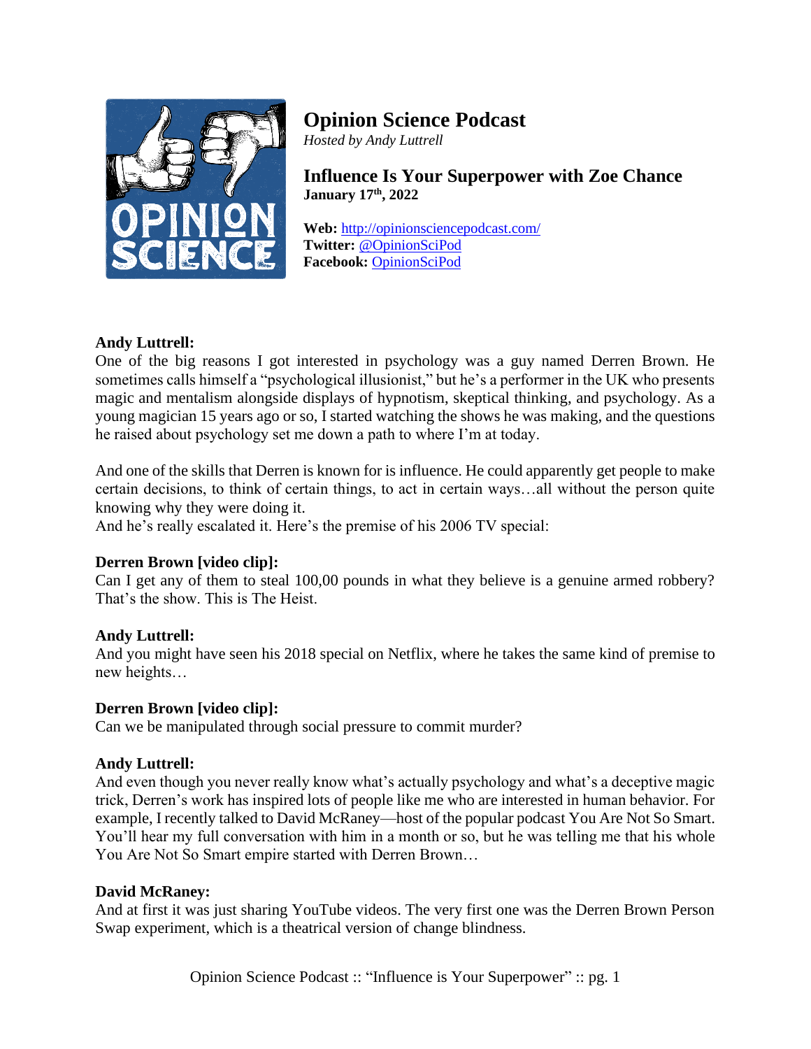# Opinion Science Podcast

*Hosted by Andy Luttrell*

## Influence Is Your Superpower with Zoe Chance

**January 17th, 2022**

**Web:** http://opinionsciencepodcast.com/
**Twitter:** @OpinionSciPod
**Facebook:** OpinionSciPod

**Andy Luttrell:**
One of the big reasons I got interested in psychology was a guy named Derren Brown. He sometimes calls himself a "psychological illusionist," but he's a performer in the UK who presents magic and mentalism alongside displays of hypnotism, skeptical thinking, and psychology. As a young magician 15 years ago or so, I started watching the shows he was making, and the questions he raised about psychology set me down a path to where I'm at today.

And one of the skills that Derren is known for is influence. He could apparently get people to make certain decisions, to think of certain things, to act in certain ways…all without the person quite knowing why they were doing it.
And he's really escalated it. Here's the premise of his 2006 TV special:

**Derren Brown [video clip]:**
Can I get any of them to steal 100,00 pounds in what they believe is a genuine armed robbery? That's the show. This is The Heist.

**Andy Luttrell:**
And you might have seen his 2018 special on Netflix, where he takes the same kind of premise to new heights…

**Derren Brown [video clip]:**
Can we be manipulated through social pressure to commit murder?

**Andy Luttrell:**
And even though you never really know what's actually psychology and what's a deceptive magic trick, Derren's work has inspired lots of people like me who are interested in human behavior. For example, I recently talked to David McRaney—host of the popular podcast You Are Not So Smart. You'll hear my full conversation with him in a month or so, but he was telling me that his whole You Are Not So Smart empire started with Derren Brown…

**David McRaney:**
And at first it was just sharing YouTube videos. The very first one was the Derren Brown Person Swap experiment, which is a theatrical version of change blindness.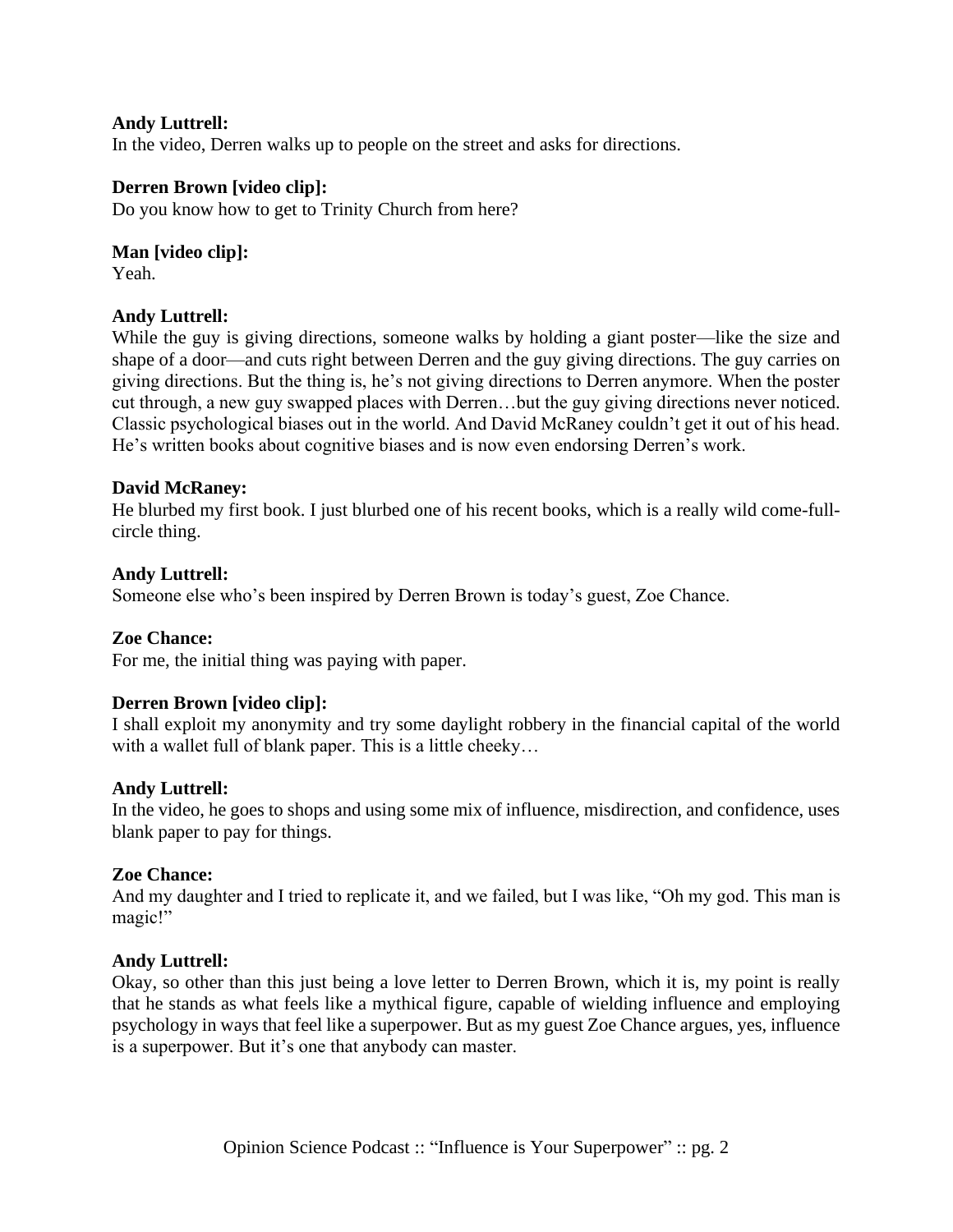**Andy Luttrell:**
In the video, Derren walks up to people on the street and asks for directions.

**Derren Brown [video clip]:**
Do you know how to get to Trinity Church from here?

**Man [video clip]:**
Yeah.

**Andy Luttrell:**
While the guy is giving directions, someone walks by holding a giant poster—like the size and shape of a door—and cuts right between Derren and the guy giving directions. The guy carries on giving directions. But the thing is, he's not giving directions to Derren anymore. When the poster cut through, a new guy swapped places with Derren…but the guy giving directions never noticed. Classic psychological biases out in the world. And David McRaney couldn't get it out of his head. He's written books about cognitive biases and is now even endorsing Derren's work.

**David McRaney:**
He blurbed my first book. I just blurbed one of his recent books, which is a really wild come-full-circle thing.

**Andy Luttrell:**
Someone else who's been inspired by Derren Brown is today's guest, Zoe Chance.

**Zoe Chance:**
For me, the initial thing was paying with paper.

**Derren Brown [video clip]:**
I shall exploit my anonymity and try some daylight robbery in the financial capital of the world with a wallet full of blank paper. This is a little cheeky…

**Andy Luttrell:**
In the video, he goes to shops and using some mix of influence, misdirection, and confidence, uses blank paper to pay for things.

**Zoe Chance:**
And my daughter and I tried to replicate it, and we failed, but I was like, "Oh my god. This man is magic!"

**Andy Luttrell:**
Okay, so other than this just being a love letter to Derren Brown, which it is, my point is really that he stands as what feels like a mythical figure, capable of wielding influence and employing psychology in ways that feel like a superpower. But as my guest Zoe Chance argues, yes, influence is a superpower. But it's one that anybody can master.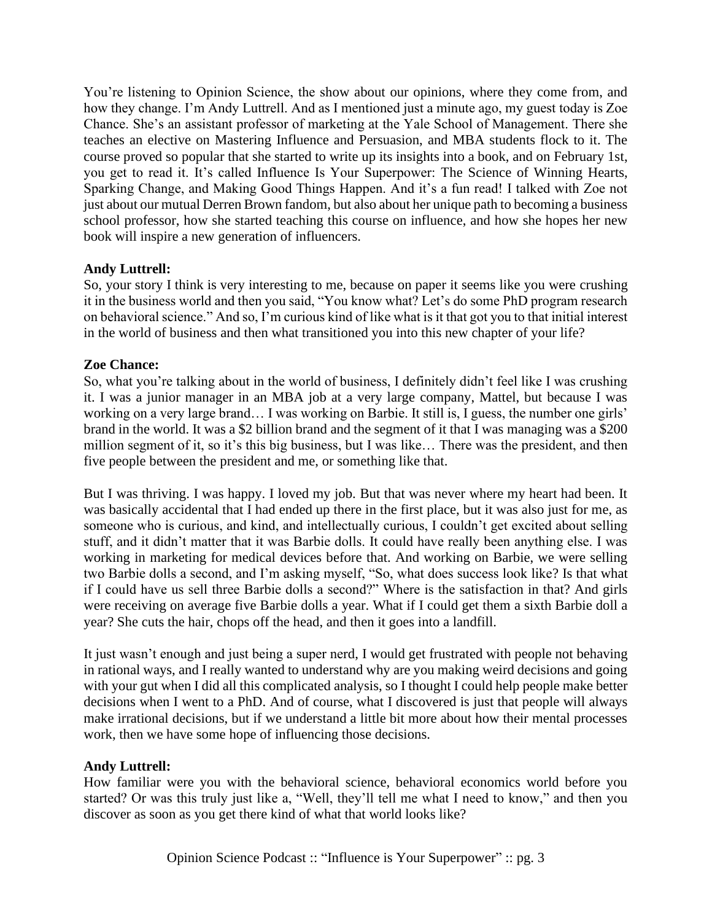You're listening to Opinion Science, the show about our opinions, where they come from, and how they change. I'm Andy Luttrell. And as I mentioned just a minute ago, my guest today is Zoe Chance. She's an assistant professor of marketing at the Yale School of Management. There she teaches an elective on Mastering Influence and Persuasion, and MBA students flock to it. The course proved so popular that she started to write up its insights into a book, and on February 1st, you get to read it. It's called Influence Is Your Superpower: The Science of Winning Hearts, Sparking Change, and Making Good Things Happen. And it's a fun read! I talked with Zoe not just about our mutual Derren Brown fandom, but also about her unique path to becoming a business school professor, how she started teaching this course on influence, and how she hopes her new book will inspire a new generation of influencers.

**Andy Luttrell:**
So, your story I think is very interesting to me, because on paper it seems like you were crushing it in the business world and then you said, "You know what? Let's do some PhD program research on behavioral science." And so, I'm curious kind of like what is it that got you to that initial interest in the world of business and then what transitioned you into this new chapter of your life?

**Zoe Chance:**
So, what you're talking about in the world of business, I definitely didn't feel like I was crushing it. I was a junior manager in an MBA job at a very large company, Mattel, but because I was working on a very large brand… I was working on Barbie. It still is, I guess, the number one girls' brand in the world. It was a $2 billion brand and the segment of it that I was managing was a $200 million segment of it, so it's this big business, but I was like… There was the president, and then five people between the president and me, or something like that.

But I was thriving. I was happy. I loved my job. But that was never where my heart had been. It was basically accidental that I had ended up there in the first place, but it was also just for me, as someone who is curious, and kind, and intellectually curious, I couldn't get excited about selling stuff, and it didn't matter that it was Barbie dolls. It could have really been anything else. I was working in marketing for medical devices before that. And working on Barbie, we were selling two Barbie dolls a second, and I'm asking myself, "So, what does success look like? Is that what if I could have us sell three Barbie dolls a second?" Where is the satisfaction in that? And girls were receiving on average five Barbie dolls a year. What if I could get them a sixth Barbie doll a year? She cuts the hair, chops off the head, and then it goes into a landfill.

It just wasn't enough and just being a super nerd, I would get frustrated with people not behaving in rational ways, and I really wanted to understand why are you making weird decisions and going with your gut when I did all this complicated analysis, so I thought I could help people make better decisions when I went to a PhD. And of course, what I discovered is just that people will always make irrational decisions, but if we understand a little bit more about how their mental processes work, then we have some hope of influencing those decisions.

**Andy Luttrell:**
How familiar were you with the behavioral science, behavioral economics world before you started? Or was this truly just like a, "Well, they'll tell me what I need to know," and then you discover as soon as you get there kind of what that world looks like?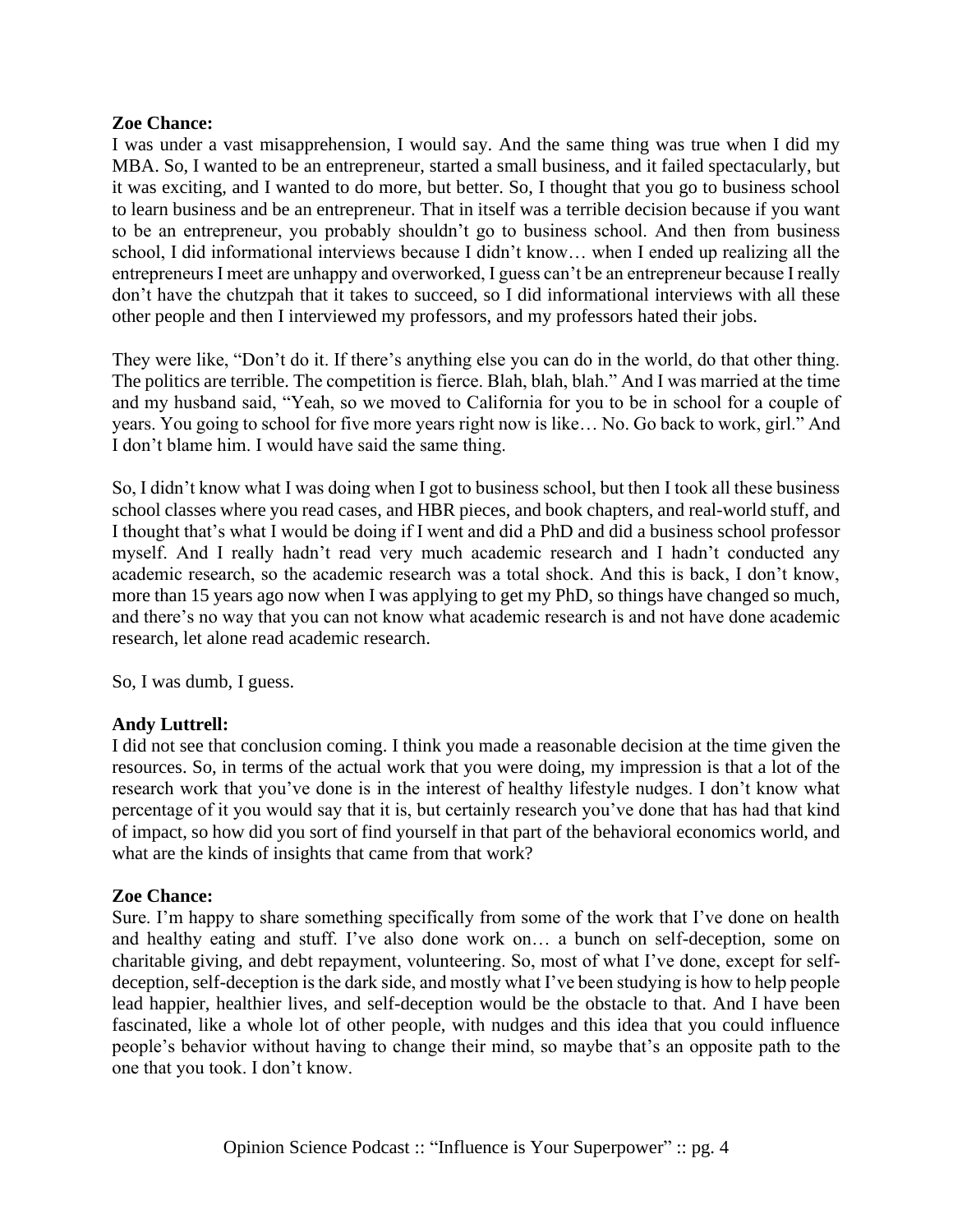**Zoe Chance:**
I was under a vast misapprehension, I would say. And the same thing was true when I did my MBA. So, I wanted to be an entrepreneur, started a small business, and it failed spectacularly, but it was exciting, and I wanted to do more, but better. So, I thought that you go to business school to learn business and be an entrepreneur. That in itself was a terrible decision because if you want to be an entrepreneur, you probably shouldn't go to business school. And then from business school, I did informational interviews because I didn't know… when I ended up realizing all the entrepreneurs I meet are unhappy and overworked, I guess can't be an entrepreneur because I really don't have the chutzpah that it takes to succeed, so I did informational interviews with all these other people and then I interviewed my professors, and my professors hated their jobs.

They were like, "Don't do it. If there's anything else you can do in the world, do that other thing. The politics are terrible. The competition is fierce. Blah, blah, blah." And I was married at the time and my husband said, "Yeah, so we moved to California for you to be in school for a couple of years. You going to school for five more years right now is like… No. Go back to work, girl." And I don't blame him. I would have said the same thing.

So, I didn't know what I was doing when I got to business school, but then I took all these business school classes where you read cases, and HBR pieces, and book chapters, and real-world stuff, and I thought that's what I would be doing if I went and did a PhD and did a business school professor myself. And I really hadn't read very much academic research and I hadn't conducted any academic research, so the academic research was a total shock. And this is back, I don't know, more than 15 years ago now when I was applying to get my PhD, so things have changed so much, and there's no way that you can not know what academic research is and not have done academic research, let alone read academic research.

So, I was dumb, I guess.

**Andy Luttrell:**
I did not see that conclusion coming. I think you made a reasonable decision at the time given the resources. So, in terms of the actual work that you were doing, my impression is that a lot of the research work that you've done is in the interest of healthy lifestyle nudges. I don't know what percentage of it you would say that it is, but certainly research you've done that has had that kind of impact, so how did you sort of find yourself in that part of the behavioral economics world, and what are the kinds of insights that came from that work?

**Zoe Chance:**
Sure. I'm happy to share something specifically from some of the work that I've done on health and healthy eating and stuff. I've also done work on… a bunch on self-deception, some on charitable giving, and debt repayment, volunteering. So, most of what I've done, except for self-deception, self-deception is the dark side, and mostly what I've been studying is how to help people lead happier, healthier lives, and self-deception would be the obstacle to that. And I have been fascinated, like a whole lot of other people, with nudges and this idea that you could influence people's behavior without having to change their mind, so maybe that's an opposite path to the one that you took. I don't know.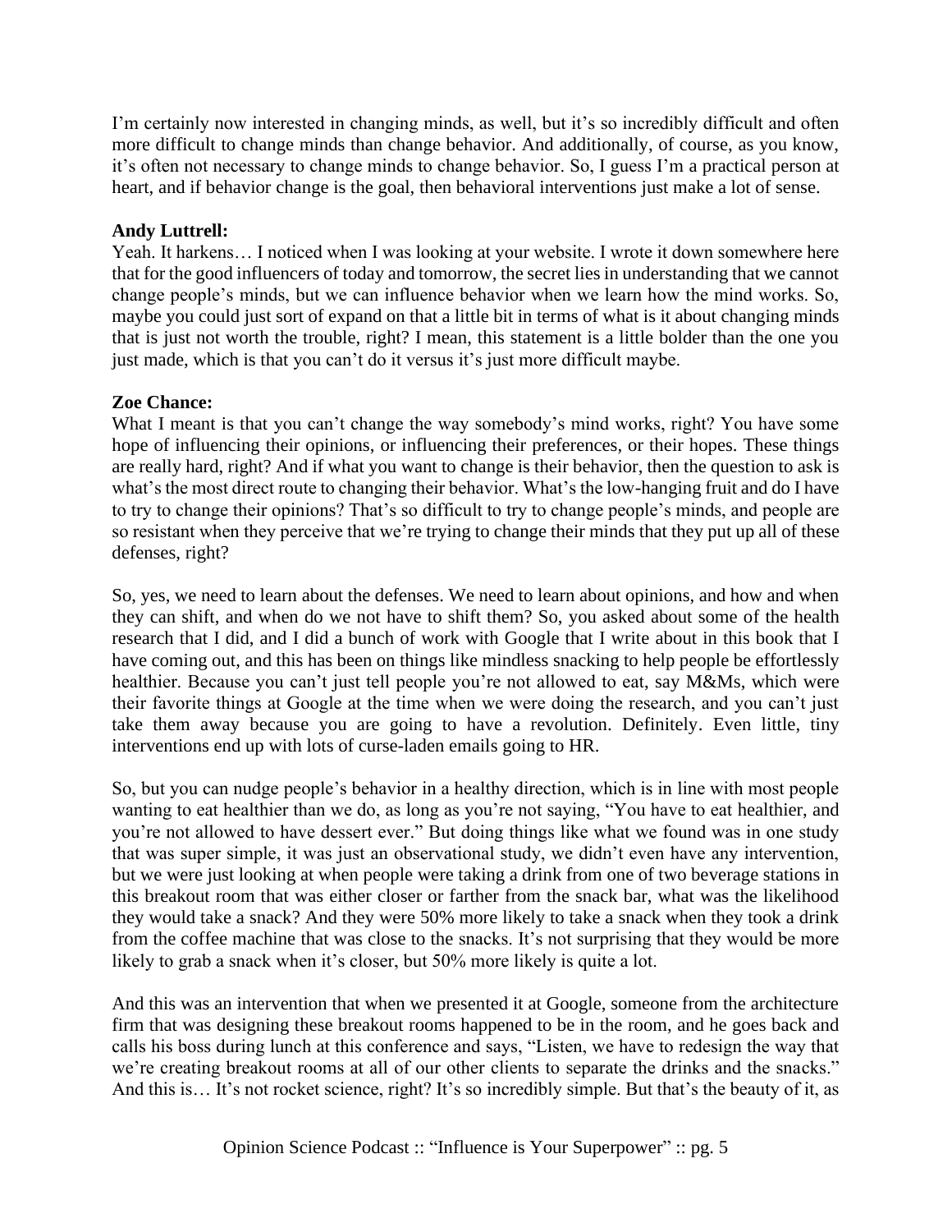I'm certainly now interested in changing minds, as well, but it's so incredibly difficult and often more difficult to change minds than change behavior. And additionally, of course, as you know, it's often not necessary to change minds to change behavior. So, I guess I'm a practical person at heart, and if behavior change is the goal, then behavioral interventions just make a lot of sense.

**Andy Luttrell:**
Yeah. It harkens… I noticed when I was looking at your website. I wrote it down somewhere here that for the good influencers of today and tomorrow, the secret lies in understanding that we cannot change people's minds, but we can influence behavior when we learn how the mind works. So, maybe you could just sort of expand on that a little bit in terms of what is it about changing minds that is just not worth the trouble, right? I mean, this statement is a little bolder than the one you just made, which is that you can't do it versus it's just more difficult maybe.

**Zoe Chance:**
What I meant is that you can't change the way somebody's mind works, right? You have some hope of influencing their opinions, or influencing their preferences, or their hopes. These things are really hard, right? And if what you want to change is their behavior, then the question to ask is what's the most direct route to changing their behavior. What's the low-hanging fruit and do I have to try to change their opinions? That's so difficult to try to change people's minds, and people are so resistant when they perceive that we're trying to change their minds that they put up all of these defenses, right?

So, yes, we need to learn about the defenses. We need to learn about opinions, and how and when they can shift, and when do we not have to shift them? So, you asked about some of the health research that I did, and I did a bunch of work with Google that I write about in this book that I have coming out, and this has been on things like mindless snacking to help people be effortlessly healthier. Because you can't just tell people you're not allowed to eat, say M&Ms, which were their favorite things at Google at the time when we were doing the research, and you can't just take them away because you are going to have a revolution. Definitely. Even little, tiny interventions end up with lots of curse-laden emails going to HR.

So, but you can nudge people's behavior in a healthy direction, which is in line with most people wanting to eat healthier than we do, as long as you're not saying, "You have to eat healthier, and you're not allowed to have dessert ever." But doing things like what we found was in one study that was super simple, it was just an observational study, we didn't even have any intervention, but we were just looking at when people were taking a drink from one of two beverage stations in this breakout room that was either closer or farther from the snack bar, what was the likelihood they would take a snack? And they were 50% more likely to take a snack when they took a drink from the coffee machine that was close to the snacks. It's not surprising that they would be more likely to grab a snack when it's closer, but 50% more likely is quite a lot.

And this was an intervention that when we presented it at Google, someone from the architecture firm that was designing these breakout rooms happened to be in the room, and he goes back and calls his boss during lunch at this conference and says, "Listen, we have to redesign the way that we're creating breakout rooms at all of our other clients to separate the drinks and the snacks." And this is… It's not rocket science, right? It's so incredibly simple. But that's the beauty of it, as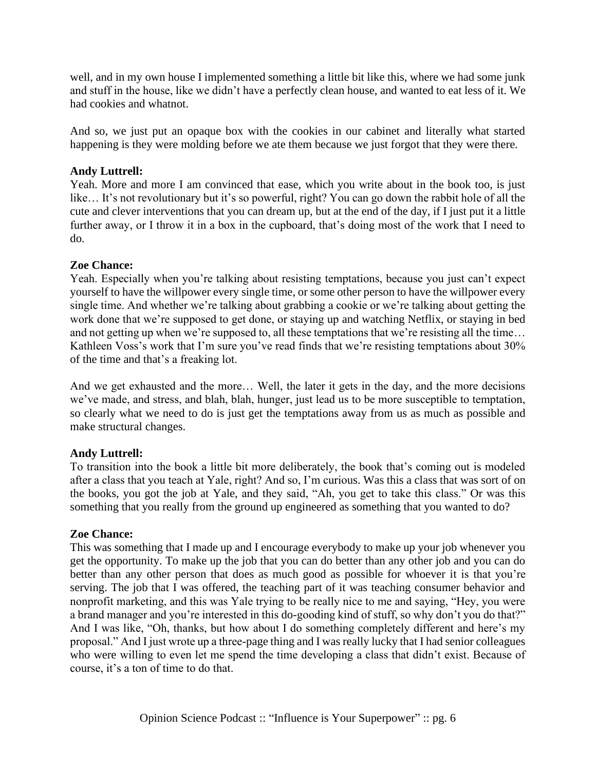well, and in my own house I implemented something a little bit like this, where we had some junk and stuff in the house, like we didn't have a perfectly clean house, and wanted to eat less of it. We had cookies and whatnot.

And so, we just put an opaque box with the cookies in our cabinet and literally what started happening is they were molding before we ate them because we just forgot that they were there.

**Andy Luttrell:**
Yeah. More and more I am convinced that ease, which you write about in the book too, is just like… It's not revolutionary but it's so powerful, right? You can go down the rabbit hole of all the cute and clever interventions that you can dream up, but at the end of the day, if I just put it a little further away, or I throw it in a box in the cupboard, that's doing most of the work that I need to do.

**Zoe Chance:**
Yeah. Especially when you're talking about resisting temptations, because you just can't expect yourself to have the willpower every single time, or some other person to have the willpower every single time. And whether we're talking about grabbing a cookie or we're talking about getting the work done that we're supposed to get done, or staying up and watching Netflix, or staying in bed and not getting up when we're supposed to, all these temptations that we're resisting all the time… Kathleen Voss's work that I'm sure you've read finds that we're resisting temptations about 30% of the time and that's a freaking lot.

And we get exhausted and the more… Well, the later it gets in the day, and the more decisions we've made, and stress, and blah, blah, hunger, just lead us to be more susceptible to temptation, so clearly what we need to do is just get the temptations away from us as much as possible and make structural changes.

**Andy Luttrell:**
To transition into the book a little bit more deliberately, the book that's coming out is modeled after a class that you teach at Yale, right? And so, I'm curious. Was this a class that was sort of on the books, you got the job at Yale, and they said, "Ah, you get to take this class." Or was this something that you really from the ground up engineered as something that you wanted to do?

**Zoe Chance:**
This was something that I made up and I encourage everybody to make up your job whenever you get the opportunity. To make up the job that you can do better than any other job and you can do better than any other person that does as much good as possible for whoever it is that you're serving. The job that I was offered, the teaching part of it was teaching consumer behavior and nonprofit marketing, and this was Yale trying to be really nice to me and saying, "Hey, you were a brand manager and you're interested in this do-gooding kind of stuff, so why don't you do that?" And I was like, "Oh, thanks, but how about I do something completely different and here's my proposal." And I just wrote up a three-page thing and I was really lucky that I had senior colleagues who were willing to even let me spend the time developing a class that didn't exist. Because of course, it's a ton of time to do that.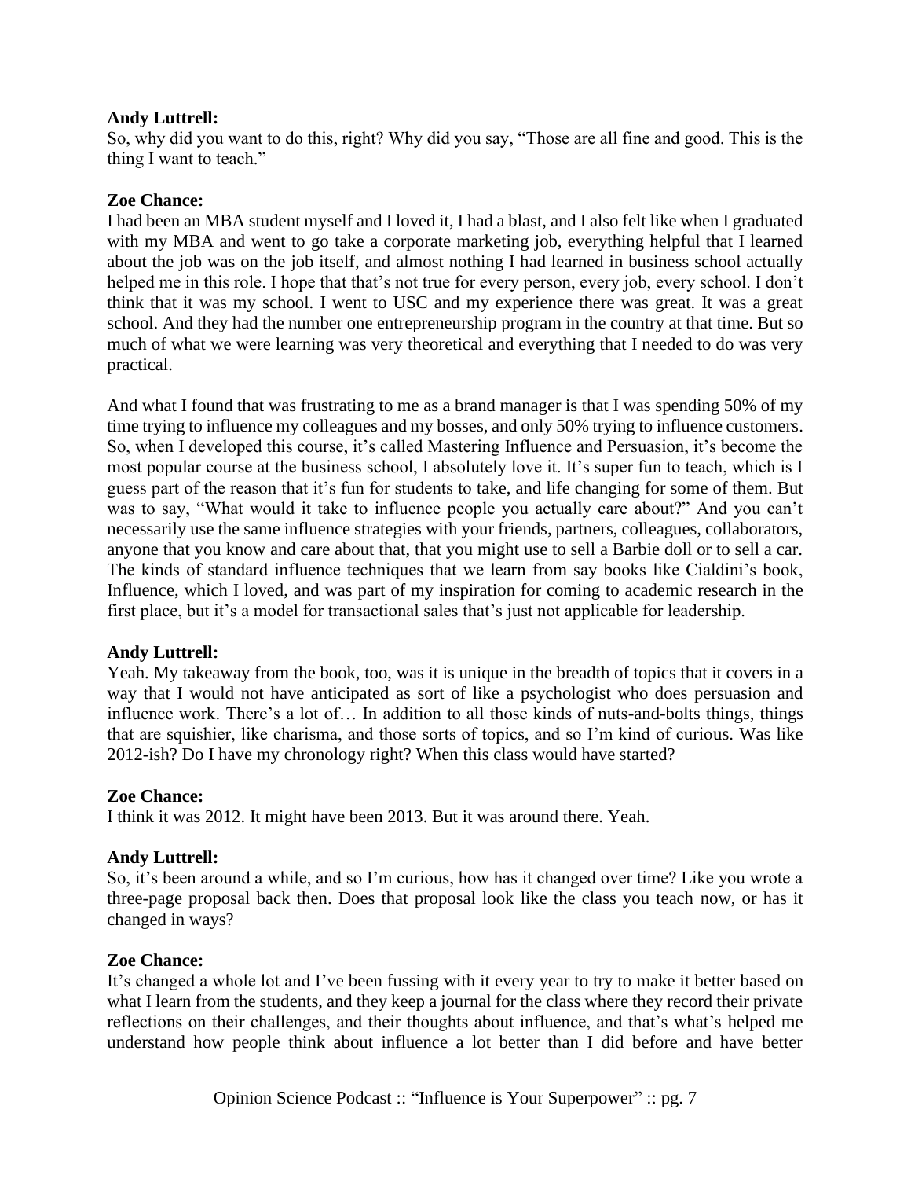**Andy Luttrell:**
So, why did you want to do this, right? Why did you say, "Those are all fine and good. This is the thing I want to teach."

**Zoe Chance:**
I had been an MBA student myself and I loved it, I had a blast, and I also felt like when I graduated with my MBA and went to go take a corporate marketing job, everything helpful that I learned about the job was on the job itself, and almost nothing I had learned in business school actually helped me in this role. I hope that that's not true for every person, every job, every school. I don't think that it was my school. I went to USC and my experience there was great. It was a great school. And they had the number one entrepreneurship program in the country at that time. But so much of what we were learning was very theoretical and everything that I needed to do was very practical.

And what I found that was frustrating to me as a brand manager is that I was spending 50% of my time trying to influence my colleagues and my bosses, and only 50% trying to influence customers. So, when I developed this course, it's called Mastering Influence and Persuasion, it's become the most popular course at the business school, I absolutely love it. It's super fun to teach, which is I guess part of the reason that it's fun for students to take, and life changing for some of them. But was to say, "What would it take to influence people you actually care about?" And you can't necessarily use the same influence strategies with your friends, partners, colleagues, collaborators, anyone that you know and care about that, that you might use to sell a Barbie doll or to sell a car. The kinds of standard influence techniques that we learn from say books like Cialdini's book, Influence, which I loved, and was part of my inspiration for coming to academic research in the first place, but it's a model for transactional sales that's just not applicable for leadership.

**Andy Luttrell:**
Yeah. My takeaway from the book, too, was it is unique in the breadth of topics that it covers in a way that I would not have anticipated as sort of like a psychologist who does persuasion and influence work. There's a lot of… In addition to all those kinds of nuts-and-bolts things, things that are squishier, like charisma, and those sorts of topics, and so I'm kind of curious. Was like 2012-ish? Do I have my chronology right? When this class would have started?

**Zoe Chance:**
I think it was 2012. It might have been 2013. But it was around there. Yeah.

**Andy Luttrell:**
So, it's been around a while, and so I'm curious, how has it changed over time? Like you wrote a three-page proposal back then. Does that proposal look like the class you teach now, or has it changed in ways?

**Zoe Chance:**
It's changed a whole lot and I've been fussing with it every year to try to make it better based on what I learn from the students, and they keep a journal for the class where they record their private reflections on their challenges, and their thoughts about influence, and that's what's helped me understand how people think about influence a lot better than I did before and have better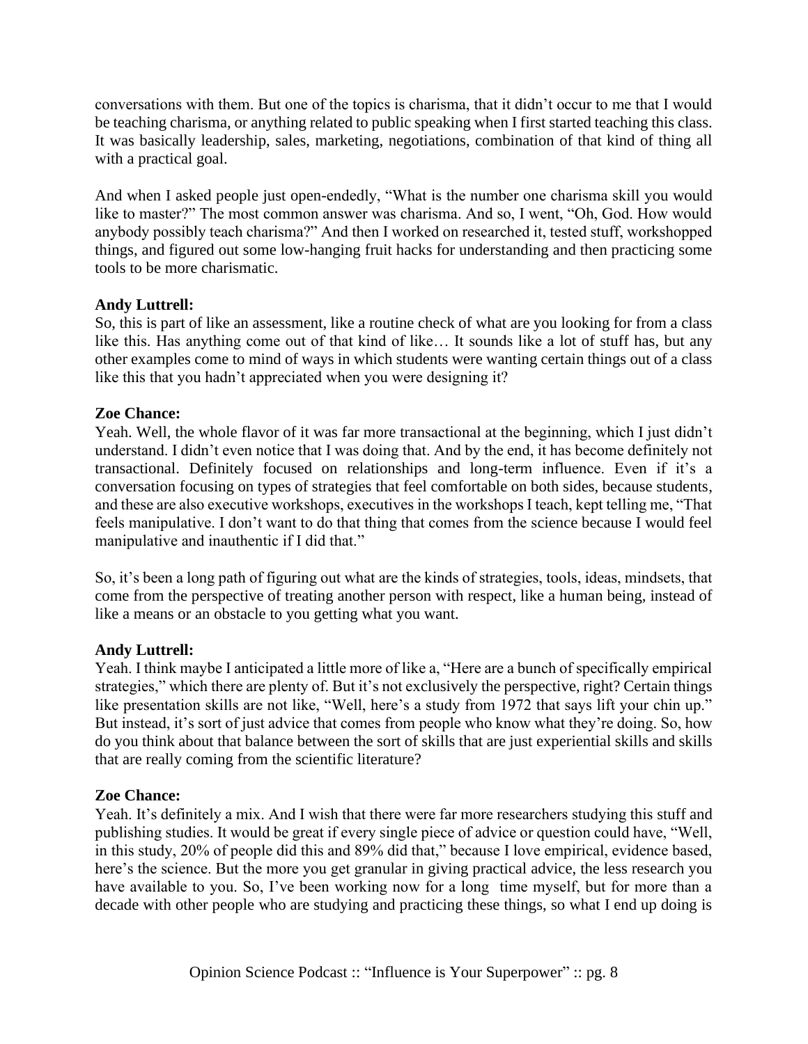conversations with them. But one of the topics is charisma, that it didn't occur to me that I would be teaching charisma, or anything related to public speaking when I first started teaching this class. It was basically leadership, sales, marketing, negotiations, combination of that kind of thing all with a practical goal.

And when I asked people just open-endedly, "What is the number one charisma skill you would like to master?" The most common answer was charisma. And so, I went, "Oh, God. How would anybody possibly teach charisma?" And then I worked on researched it, tested stuff, workshopped things, and figured out some low-hanging fruit hacks for understanding and then practicing some tools to be more charismatic.

**Andy Luttrell:**
So, this is part of like an assessment, like a routine check of what are you looking for from a class like this. Has anything come out of that kind of like… It sounds like a lot of stuff has, but any other examples come to mind of ways in which students were wanting certain things out of a class like this that you hadn't appreciated when you were designing it?

**Zoe Chance:**
Yeah. Well, the whole flavor of it was far more transactional at the beginning, which I just didn't understand. I didn't even notice that I was doing that. And by the end, it has become definitely not transactional. Definitely focused on relationships and long-term influence. Even if it's a conversation focusing on types of strategies that feel comfortable on both sides, because students, and these are also executive workshops, executives in the workshops I teach, kept telling me, "That feels manipulative. I don't want to do that thing that comes from the science because I would feel manipulative and inauthentic if I did that."

So, it's been a long path of figuring out what are the kinds of strategies, tools, ideas, mindsets, that come from the perspective of treating another person with respect, like a human being, instead of like a means or an obstacle to you getting what you want.

**Andy Luttrell:**
Yeah. I think maybe I anticipated a little more of like a, "Here are a bunch of specifically empirical strategies," which there are plenty of. But it's not exclusively the perspective, right? Certain things like presentation skills are not like, "Well, here's a study from 1972 that says lift your chin up." But instead, it's sort of just advice that comes from people who know what they're doing. So, how do you think about that balance between the sort of skills that are just experiential skills and skills that are really coming from the scientific literature?

**Zoe Chance:**
Yeah. It's definitely a mix. And I wish that there were far more researchers studying this stuff and publishing studies. It would be great if every single piece of advice or question could have, "Well, in this study, 20% of people did this and 89% did that," because I love empirical, evidence based, here's the science. But the more you get granular in giving practical advice, the less research you have available to you. So, I've been working now for a long time myself, but for more than a decade with other people who are studying and practicing these things, so what I end up doing is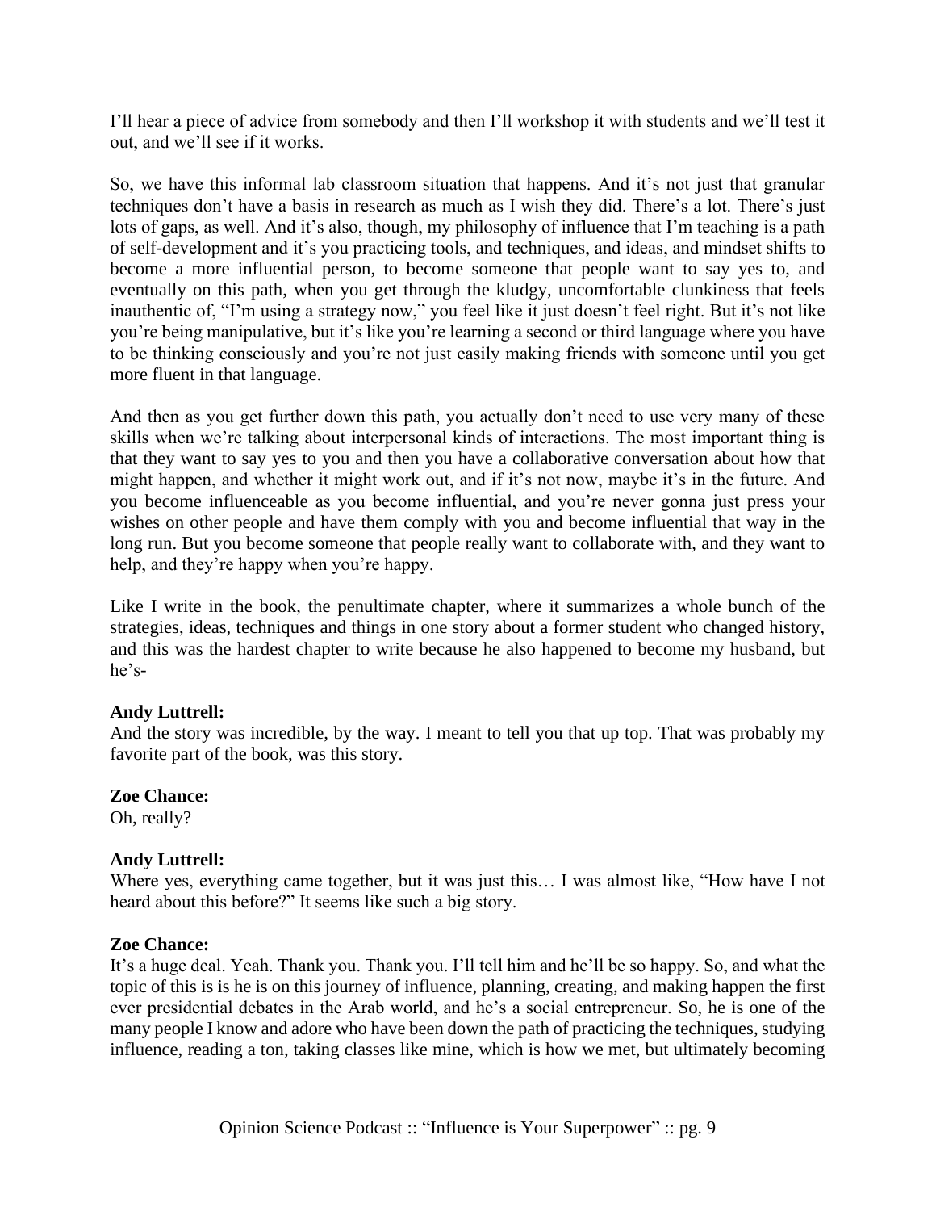I'll hear a piece of advice from somebody and then I'll workshop it with students and we'll test it out, and we'll see if it works.

So, we have this informal lab classroom situation that happens. And it's not just that granular techniques don't have a basis in research as much as I wish they did. There's a lot. There's just lots of gaps, as well. And it's also, though, my philosophy of influence that I'm teaching is a path of self-development and it's you practicing tools, and techniques, and ideas, and mindset shifts to become a more influential person, to become someone that people want to say yes to, and eventually on this path, when you get through the kludgy, uncomfortable clunkiness that feels inauthentic of, "I'm using a strategy now," you feel like it just doesn't feel right. But it's not like you're being manipulative, but it's like you're learning a second or third language where you have to be thinking consciously and you're not just easily making friends with someone until you get more fluent in that language.

And then as you get further down this path, you actually don't need to use very many of these skills when we're talking about interpersonal kinds of interactions. The most important thing is that they want to say yes to you and then you have a collaborative conversation about how that might happen, and whether it might work out, and if it's not now, maybe it's in the future. And you become influenceable as you become influential, and you're never gonna just press your wishes on other people and have them comply with you and become influential that way in the long run. But you become someone that people really want to collaborate with, and they want to help, and they're happy when you're happy.

Like I write in the book, the penultimate chapter, where it summarizes a whole bunch of the strategies, ideas, techniques and things in one story about a former student who changed history, and this was the hardest chapter to write because he also happened to become my husband, but he's-

**Andy Luttrell:**
And the story was incredible, by the way. I meant to tell you that up top. That was probably my favorite part of the book, was this story.

**Zoe Chance:**
Oh, really?

**Andy Luttrell:**
Where yes, everything came together, but it was just this… I was almost like, "How have I not heard about this before?" It seems like such a big story.

**Zoe Chance:**
It's a huge deal. Yeah. Thank you. Thank you. I'll tell him and he'll be so happy. So, and what the topic of this is is he is on this journey of influence, planning, creating, and making happen the first ever presidential debates in the Arab world, and he's a social entrepreneur. So, he is one of the many people I know and adore who have been down the path of practicing the techniques, studying influence, reading a ton, taking classes like mine, which is how we met, but ultimately becoming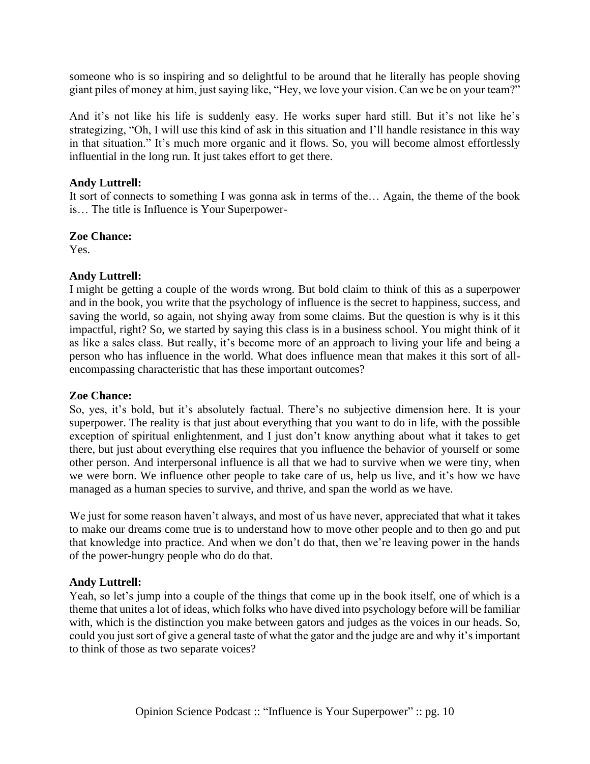someone who is so inspiring and so delightful to be around that he literally has people shoving giant piles of money at him, just saying like, "Hey, we love your vision. Can we be on your team?"

And it's not like his life is suddenly easy. He works super hard still. But it's not like he's strategizing, "Oh, I will use this kind of ask in this situation and I'll handle resistance in this way in that situation." It's much more organic and it flows. So, you will become almost effortlessly influential in the long run. It just takes effort to get there.

**Andy Luttrell:**
It sort of connects to something I was gonna ask in terms of the… Again, the theme of the book is… The title is Influence is Your Superpower-

**Zoe Chance:**
Yes.

**Andy Luttrell:**
I might be getting a couple of the words wrong. But bold claim to think of this as a superpower and in the book, you write that the psychology of influence is the secret to happiness, success, and saving the world, so again, not shying away from some claims. But the question is why is it this impactful, right? So, we started by saying this class is in a business school. You might think of it as like a sales class. But really, it's become more of an approach to living your life and being a person who has influence in the world. What does influence mean that makes it this sort of all-encompassing characteristic that has these important outcomes?

**Zoe Chance:**
So, yes, it's bold, but it's absolutely factual. There's no subjective dimension here. It is your superpower. The reality is that just about everything that you want to do in life, with the possible exception of spiritual enlightenment, and I just don't know anything about what it takes to get there, but just about everything else requires that you influence the behavior of yourself or some other person. And interpersonal influence is all that we had to survive when we were tiny, when we were born. We influence other people to take care of us, help us live, and it's how we have managed as a human species to survive, and thrive, and span the world as we have.

We just for some reason haven't always, and most of us have never, appreciated that what it takes to make our dreams come true is to understand how to move other people and to then go and put that knowledge into practice. And when we don't do that, then we're leaving power in the hands of the power-hungry people who do do that.

**Andy Luttrell:**
Yeah, so let's jump into a couple of the things that come up in the book itself, one of which is a theme that unites a lot of ideas, which folks who have dived into psychology before will be familiar with, which is the distinction you make between gators and judges as the voices in our heads. So, could you just sort of give a general taste of what the gator and the judge are and why it's important to think of those as two separate voices?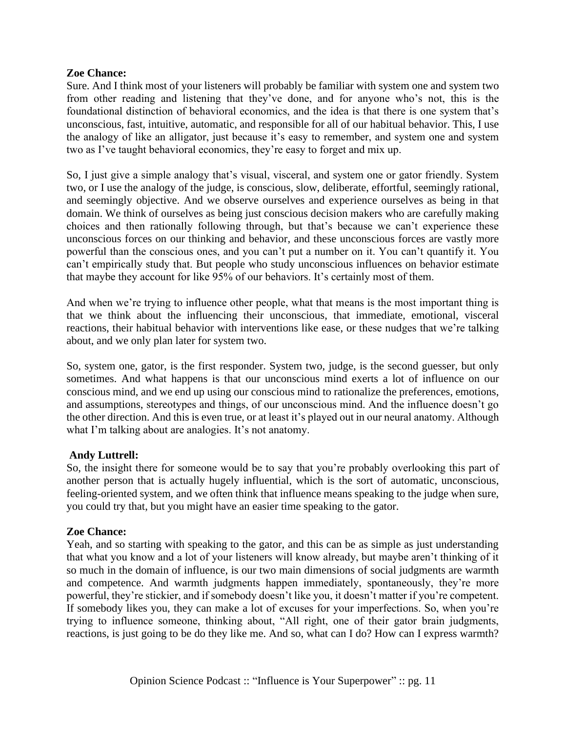**Zoe Chance:**
Sure. And I think most of your listeners will probably be familiar with system one and system two from other reading and listening that they've done, and for anyone who's not, this is the foundational distinction of behavioral economics, and the idea is that there is one system that's unconscious, fast, intuitive, automatic, and responsible for all of our habitual behavior. This, I use the analogy of like an alligator, just because it's easy to remember, and system one and system two as I've taught behavioral economics, they're easy to forget and mix up.

So, I just give a simple analogy that's visual, visceral, and system one or gator friendly. System two, or I use the analogy of the judge, is conscious, slow, deliberate, effortful, seemingly rational, and seemingly objective. And we observe ourselves and experience ourselves as being in that domain. We think of ourselves as being just conscious decision makers who are carefully making choices and then rationally following through, but that's because we can't experience these unconscious forces on our thinking and behavior, and these unconscious forces are vastly more powerful than the conscious ones, and you can't put a number on it. You can't quantify it. You can't empirically study that. But people who study unconscious influences on behavior estimate that maybe they account for like 95% of our behaviors. It's certainly most of them.

And when we're trying to influence other people, what that means is the most important thing is that we think about the influencing their unconscious, that immediate, emotional, visceral reactions, their habitual behavior with interventions like ease, or these nudges that we're talking about, and we only plan later for system two.

So, system one, gator, is the first responder. System two, judge, is the second guesser, but only sometimes. And what happens is that our unconscious mind exerts a lot of influence on our conscious mind, and we end up using our conscious mind to rationalize the preferences, emotions, and assumptions, stereotypes and things, of our unconscious mind. And the influence doesn't go the other direction. And this is even true, or at least it's played out in our neural anatomy. Although what I'm talking about are analogies. It's not anatomy.

**Andy Luttrell:**
So, the insight there for someone would be to say that you're probably overlooking this part of another person that is actually hugely influential, which is the sort of automatic, unconscious, feeling-oriented system, and we often think that influence means speaking to the judge when sure, you could try that, but you might have an easier time speaking to the gator.

**Zoe Chance:**
Yeah, and so starting with speaking to the gator, and this can be as simple as just understanding that what you know and a lot of your listeners will know already, but maybe aren't thinking of it so much in the domain of influence, is our two main dimensions of social judgments are warmth and competence. And warmth judgments happen immediately, spontaneously, they're more powerful, they're stickier, and if somebody doesn't like you, it doesn't matter if you're competent. If somebody likes you, they can make a lot of excuses for your imperfections. So, when you're trying to influence someone, thinking about, "All right, one of their gator brain judgments, reactions, is just going to be do they like me. And so, what can I do? How can I express warmth?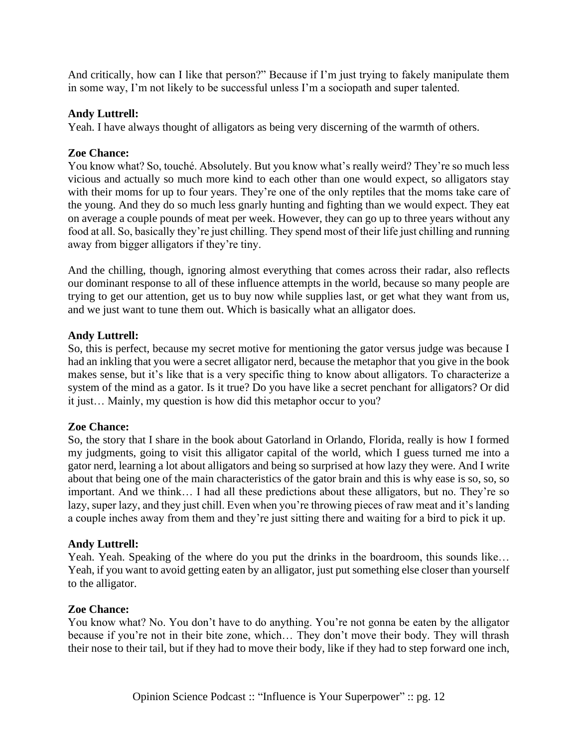And critically, how can I like that person?" Because if I'm just trying to fakely manipulate them in some way, I'm not likely to be successful unless I'm a sociopath and super talented.

**Andy Luttrell:**
Yeah. I have always thought of alligators as being very discerning of the warmth of others.

**Zoe Chance:**
You know what? So, touché. Absolutely. But you know what's really weird? They're so much less vicious and actually so much more kind to each other than one would expect, so alligators stay with their moms for up to four years. They're one of the only reptiles that the moms take care of the young. And they do so much less gnarly hunting and fighting than we would expect. They eat on average a couple pounds of meat per week. However, they can go up to three years without any food at all. So, basically they're just chilling. They spend most of their life just chilling and running away from bigger alligators if they're tiny.

And the chilling, though, ignoring almost everything that comes across their radar, also reflects our dominant response to all of these influence attempts in the world, because so many people are trying to get our attention, get us to buy now while supplies last, or get what they want from us, and we just want to tune them out. Which is basically what an alligator does.

**Andy Luttrell:**
So, this is perfect, because my secret motive for mentioning the gator versus judge was because I had an inkling that you were a secret alligator nerd, because the metaphor that you give in the book makes sense, but it's like that is a very specific thing to know about alligators. To characterize a system of the mind as a gator. Is it true? Do you have like a secret penchant for alligators? Or did it just… Mainly, my question is how did this metaphor occur to you?

**Zoe Chance:**
So, the story that I share in the book about Gatorland in Orlando, Florida, really is how I formed my judgments, going to visit this alligator capital of the world, which I guess turned me into a gator nerd, learning a lot about alligators and being so surprised at how lazy they were. And I write about that being one of the main characteristics of the gator brain and this is why ease is so, so, so important. And we think… I had all these predictions about these alligators, but no. They're so lazy, super lazy, and they just chill. Even when you're throwing pieces of raw meat and it's landing a couple inches away from them and they're just sitting there and waiting for a bird to pick it up.

**Andy Luttrell:**
Yeah. Yeah. Speaking of the where do you put the drinks in the boardroom, this sounds like… Yeah, if you want to avoid getting eaten by an alligator, just put something else closer than yourself to the alligator.

**Zoe Chance:**
You know what? No. You don't have to do anything. You're not gonna be eaten by the alligator because if you're not in their bite zone, which… They don't move their body. They will thrash their nose to their tail, but if they had to move their body, like if they had to step forward one inch,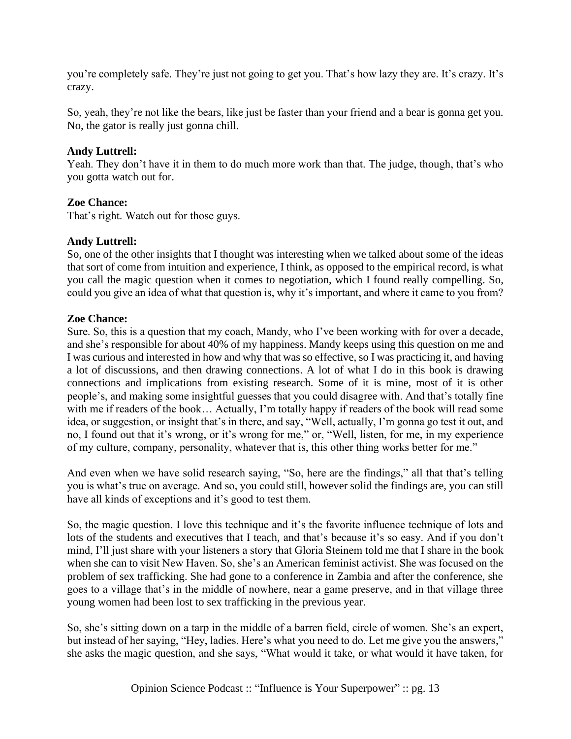you're completely safe. They're just not going to get you. That's how lazy they are. It's crazy. It's crazy.

So, yeah, they're not like the bears, like just be faster than your friend and a bear is gonna get you. No, the gator is really just gonna chill.

**Andy Luttrell:**
Yeah. They don't have it in them to do much more work than that. The judge, though, that's who you gotta watch out for.

**Zoe Chance:**
That's right. Watch out for those guys.

**Andy Luttrell:**
So, one of the other insights that I thought was interesting when we talked about some of the ideas that sort of come from intuition and experience, I think, as opposed to the empirical record, is what you call the magic question when it comes to negotiation, which I found really compelling. So, could you give an idea of what that question is, why it's important, and where it came to you from?

**Zoe Chance:**
Sure. So, this is a question that my coach, Mandy, who I've been working with for over a decade, and she's responsible for about 40% of my happiness. Mandy keeps using this question on me and I was curious and interested in how and why that was so effective, so I was practicing it, and having a lot of discussions, and then drawing connections. A lot of what I do in this book is drawing connections and implications from existing research. Some of it is mine, most of it is other people's, and making some insightful guesses that you could disagree with. And that's totally fine with me if readers of the book… Actually, I'm totally happy if readers of the book will read some idea, or suggestion, or insight that's in there, and say, "Well, actually, I'm gonna go test it out, and no, I found out that it's wrong, or it's wrong for me," or, "Well, listen, for me, in my experience of my culture, company, personality, whatever that is, this other thing works better for me."

And even when we have solid research saying, "So, here are the findings," all that that's telling you is what's true on average. And so, you could still, however solid the findings are, you can still have all kinds of exceptions and it's good to test them.

So, the magic question. I love this technique and it's the favorite influence technique of lots and lots of the students and executives that I teach, and that's because it's so easy. And if you don't mind, I'll just share with your listeners a story that Gloria Steinem told me that I share in the book when she can to visit New Haven. So, she's an American feminist activist. She was focused on the problem of sex trafficking. She had gone to a conference in Zambia and after the conference, she goes to a village that's in the middle of nowhere, near a game preserve, and in that village three young women had been lost to sex trafficking in the previous year.

So, she's sitting down on a tarp in the middle of a barren field, circle of women. She's an expert, but instead of her saying, "Hey, ladies. Here's what you need to do. Let me give you the answers," she asks the magic question, and she says, "What would it take, or what would it have taken, for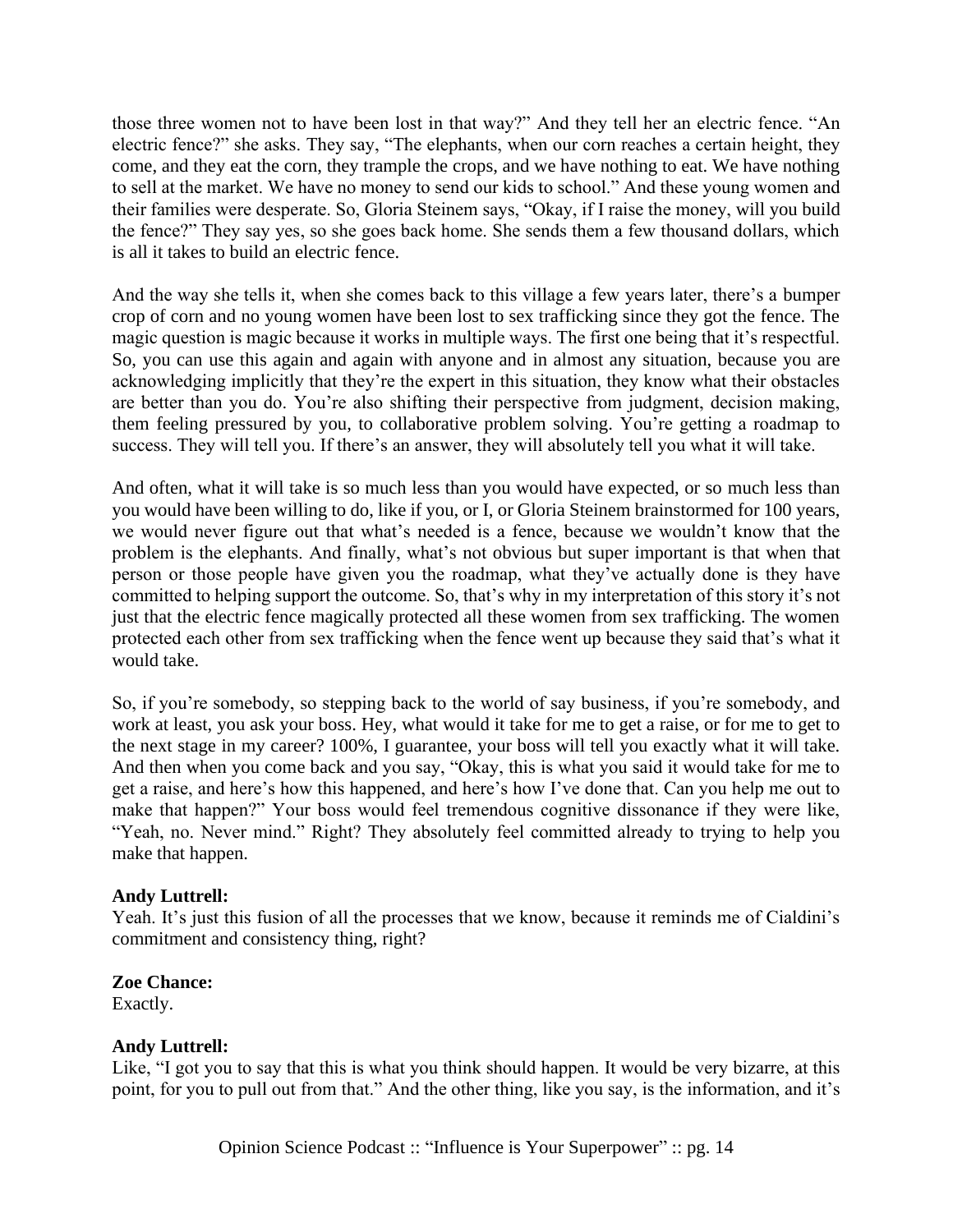those three women not to have been lost in that way?" And they tell her an electric fence. "An electric fence?" she asks. They say, "The elephants, when our corn reaches a certain height, they come, and they eat the corn, they trample the crops, and we have nothing to eat. We have nothing to sell at the market. We have no money to send our kids to school." And these young women and their families were desperate. So, Gloria Steinem says, "Okay, if I raise the money, will you build the fence?" They say yes, so she goes back home. She sends them a few thousand dollars, which is all it takes to build an electric fence.

And the way she tells it, when she comes back to this village a few years later, there's a bumper crop of corn and no young women have been lost to sex trafficking since they got the fence. The magic question is magic because it works in multiple ways. The first one being that it's respectful. So, you can use this again and again with anyone and in almost any situation, because you are acknowledging implicitly that they're the expert in this situation, they know what their obstacles are better than you do. You're also shifting their perspective from judgment, decision making, them feeling pressured by you, to collaborative problem solving. You're getting a roadmap to success. They will tell you. If there's an answer, they will absolutely tell you what it will take.

And often, what it will take is so much less than you would have expected, or so much less than you would have been willing to do, like if you, or I, or Gloria Steinem brainstormed for 100 years, we would never figure out that what's needed is a fence, because we wouldn't know that the problem is the elephants. And finally, what's not obvious but super important is that when that person or those people have given you the roadmap, what they've actually done is they have committed to helping support the outcome. So, that's why in my interpretation of this story it's not just that the electric fence magically protected all these women from sex trafficking. The women protected each other from sex trafficking when the fence went up because they said that's what it would take.

So, if you're somebody, so stepping back to the world of say business, if you're somebody, and work at least, you ask your boss. Hey, what would it take for me to get a raise, or for me to get to the next stage in my career? 100%, I guarantee, your boss will tell you exactly what it will take. And then when you come back and you say, "Okay, this is what you said it would take for me to get a raise, and here's how this happened, and here's how I've done that. Can you help me out to make that happen?" Your boss would feel tremendous cognitive dissonance if they were like, "Yeah, no. Never mind." Right? They absolutely feel committed already to trying to help you make that happen.

**Andy Luttrell:**
Yeah. It's just this fusion of all the processes that we know, because it reminds me of Cialdini's commitment and consistency thing, right?

**Zoe Chance:**
Exactly.

**Andy Luttrell:**
Like, "I got you to say that this is what you think should happen. It would be very bizarre, at this point, for you to pull out from that." And the other thing, like you say, is the information, and it's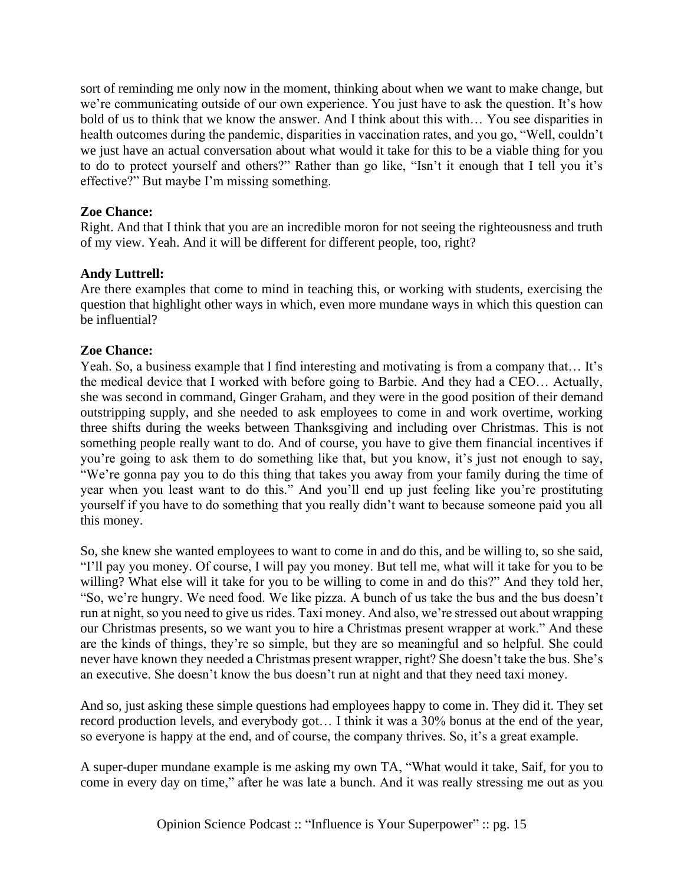sort of reminding me only now in the moment, thinking about when we want to make change, but we're communicating outside of our own experience. You just have to ask the question. It's how bold of us to think that we know the answer. And I think about this with… You see disparities in health outcomes during the pandemic, disparities in vaccination rates, and you go, "Well, couldn't we just have an actual conversation about what would it take for this to be a viable thing for you to do to protect yourself and others?" Rather than go like, "Isn't it enough that I tell you it's effective?" But maybe I'm missing something.

**Zoe Chance:**
Right. And that I think that you are an incredible moron for not seeing the righteousness and truth of my view. Yeah. And it will be different for different people, too, right?

**Andy Luttrell:**
Are there examples that come to mind in teaching this, or working with students, exercising the question that highlight other ways in which, even more mundane ways in which this question can be influential?

**Zoe Chance:**
Yeah. So, a business example that I find interesting and motivating is from a company that… It's the medical device that I worked with before going to Barbie. And they had a CEO… Actually, she was second in command, Ginger Graham, and they were in the good position of their demand outstripping supply, and she needed to ask employees to come in and work overtime, working three shifts during the weeks between Thanksgiving and including over Christmas. This is not something people really want to do. And of course, you have to give them financial incentives if you're going to ask them to do something like that, but you know, it's just not enough to say, "We're gonna pay you to do this thing that takes you away from your family during the time of year when you least want to do this." And you'll end up just feeling like you're prostituting yourself if you have to do something that you really didn't want to because someone paid you all this money.

So, she knew she wanted employees to want to come in and do this, and be willing to, so she said, "I'll pay you money. Of course, I will pay you money. But tell me, what will it take for you to be willing? What else will it take for you to be willing to come in and do this?" And they told her, "So, we're hungry. We need food. We like pizza. A bunch of us take the bus and the bus doesn't run at night, so you need to give us rides. Taxi money. And also, we're stressed out about wrapping our Christmas presents, so we want you to hire a Christmas present wrapper at work." And these are the kinds of things, they're so simple, but they are so meaningful and so helpful. She could never have known they needed a Christmas present wrapper, right? She doesn't take the bus. She's an executive. She doesn't know the bus doesn't run at night and that they need taxi money.

And so, just asking these simple questions had employees happy to come in. They did it. They set record production levels, and everybody got… I think it was a 30% bonus at the end of the year, so everyone is happy at the end, and of course, the company thrives. So, it's a great example.

A super-duper mundane example is me asking my own TA, "What would it take, Saif, for you to come in every day on time," after he was late a bunch. And it was really stressing me out as you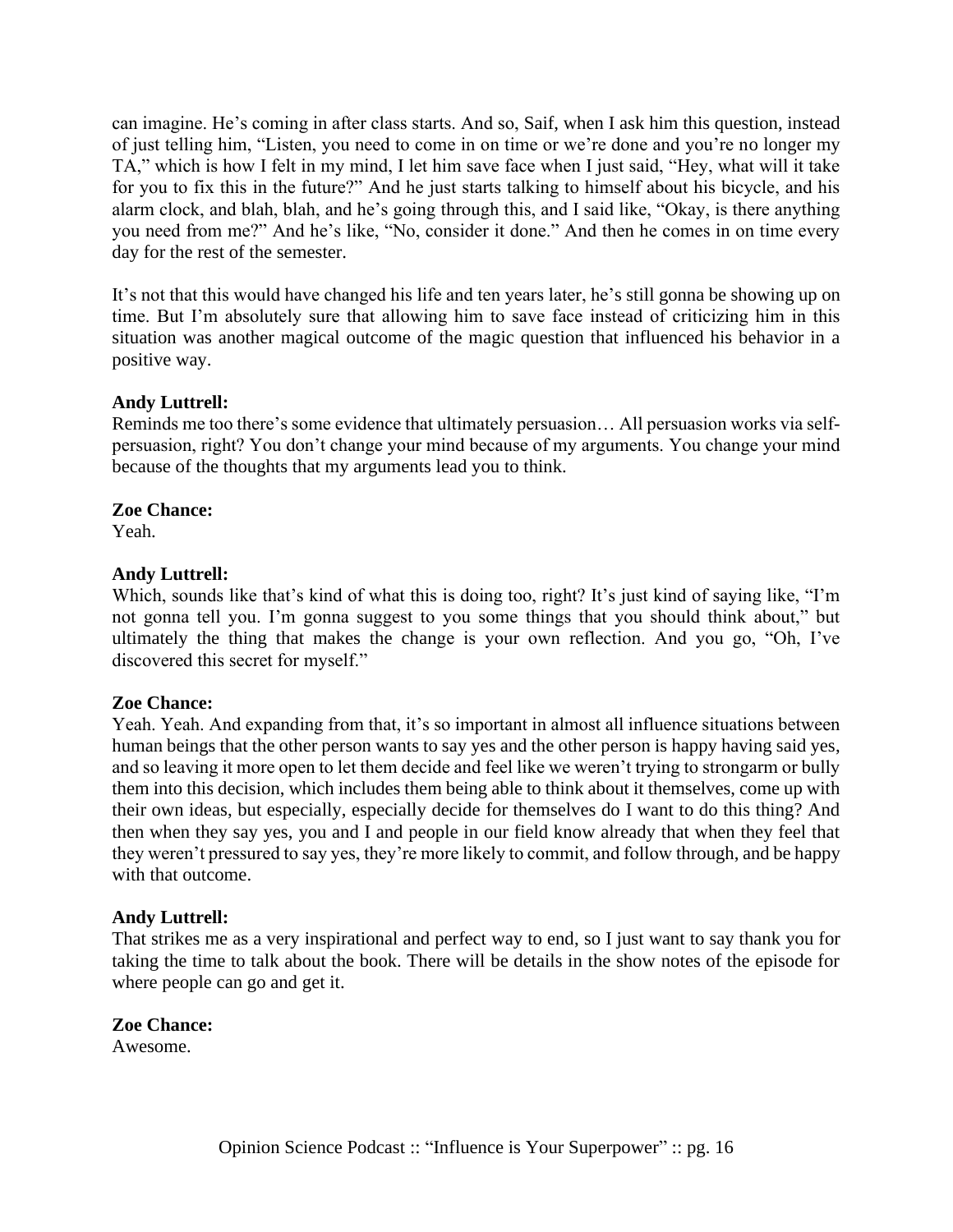can imagine. He's coming in after class starts. And so, Saif, when I ask him this question, instead of just telling him, "Listen, you need to come in on time or we're done and you're no longer my TA," which is how I felt in my mind, I let him save face when I just said, "Hey, what will it take for you to fix this in the future?" And he just starts talking to himself about his bicycle, and his alarm clock, and blah, blah, and he's going through this, and I said like, "Okay, is there anything you need from me?" And he's like, "No, consider it done." And then he comes in on time every day for the rest of the semester.

It's not that this would have changed his life and ten years later, he's still gonna be showing up on time. But I'm absolutely sure that allowing him to save face instead of criticizing him in this situation was another magical outcome of the magic question that influenced his behavior in a positive way.

**Andy Luttrell:**
Reminds me too there's some evidence that ultimately persuasion… All persuasion works via self-persuasion, right? You don't change your mind because of my arguments. You change your mind because of the thoughts that my arguments lead you to think.

**Zoe Chance:**
Yeah.

**Andy Luttrell:**
Which, sounds like that's kind of what this is doing too, right? It's just kind of saying like, "I'm not gonna tell you. I'm gonna suggest to you some things that you should think about," but ultimately the thing that makes the change is your own reflection. And you go, "Oh, I've discovered this secret for myself."

**Zoe Chance:**
Yeah. Yeah. And expanding from that, it's so important in almost all influence situations between human beings that the other person wants to say yes and the other person is happy having said yes, and so leaving it more open to let them decide and feel like we weren't trying to strongarm or bully them into this decision, which includes them being able to think about it themselves, come up with their own ideas, but especially, especially decide for themselves do I want to do this thing? And then when they say yes, you and I and people in our field know already that when they feel that they weren't pressured to say yes, they're more likely to commit, and follow through, and be happy with that outcome.

**Andy Luttrell:**
That strikes me as a very inspirational and perfect way to end, so I just want to say thank you for taking the time to talk about the book. There will be details in the show notes of the episode for where people can go and get it.

**Zoe Chance:**
Awesome.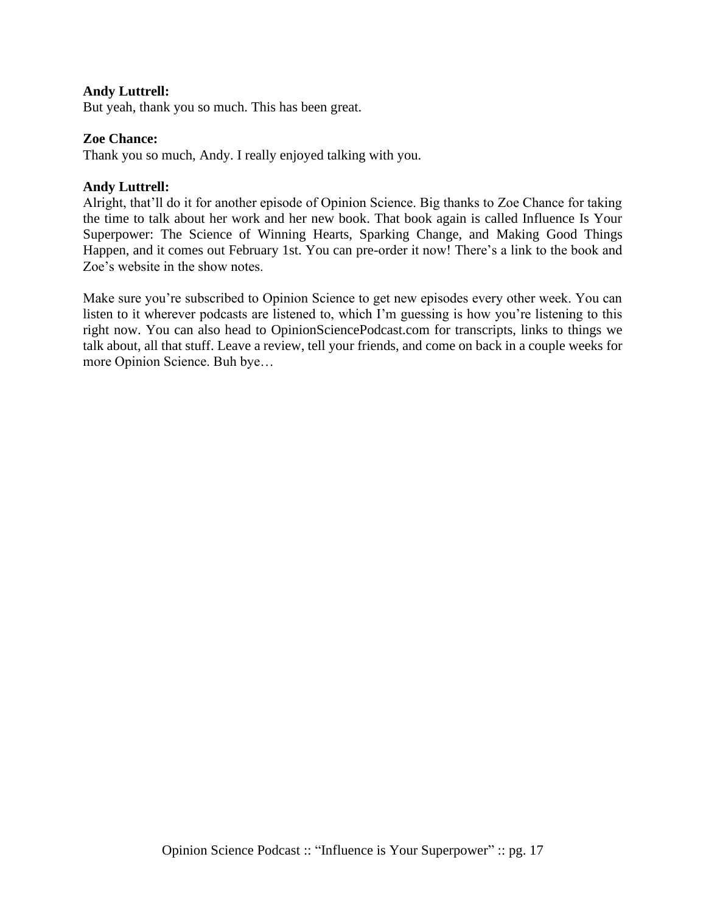**Andy Luttrell:**
But yeah, thank you so much. This has been great.

**Zoe Chance:**
Thank you so much, Andy. I really enjoyed talking with you.

**Andy Luttrell:**
Alright, that'll do it for another episode of Opinion Science. Big thanks to Zoe Chance for taking the time to talk about her work and her new book. That book again is called Influence Is Your Superpower: The Science of Winning Hearts, Sparking Change, and Making Good Things Happen, and it comes out February 1st. You can pre-order it now! There's a link to the book and Zoe's website in the show notes.

Make sure you're subscribed to Opinion Science to get new episodes every other week. You can listen to it wherever podcasts are listened to, which I'm guessing is how you're listening to this right now. You can also head to OpinionSciencePodcast.com for transcripts, links to things we talk about, all that stuff. Leave a review, tell your friends, and come on back in a couple weeks for more Opinion Science. Buh bye…